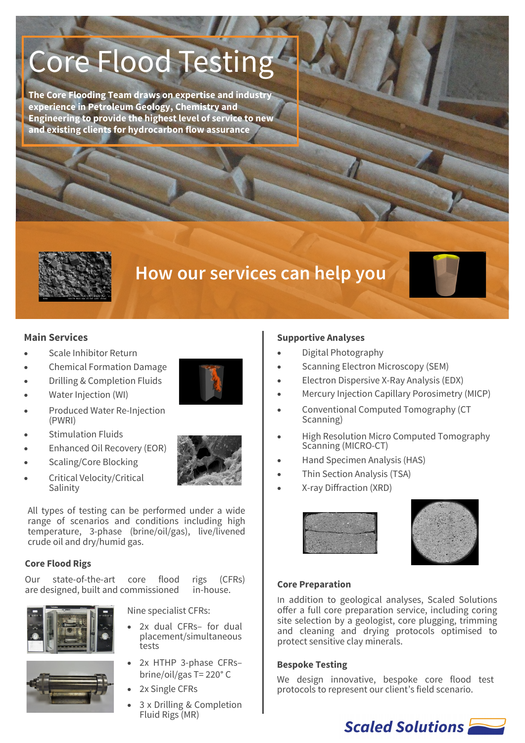# Core Flood Testing

**The Core Flooding Team draws on expertise and industry experience in Petroleum Geology, Chemistry and Engineering to provide the highest level of service to new and existing clients for hydrocarbon flow assurance**

## How our services can help you

### Main Services

- Scale Inhibitor Return
- Chemical Formation Damage
- Drilling & Completion Fluids
- Water Injection (WI)
- Produced Water Re-Injection (PWRI)
- Stimulation Fluids
- Enhanced Oil Recovery (EOR)
- Scaling/Core Blocking
- Critical Velocity/Critical Salinity

All types of testing can be performed under a wide range of scenarios and conditions including high temperature, 3-phase (brine/oil/gas), live/livened crude oil and dry/humid gas.

### Core Flood Rigs

Our state-of-the-art core flood rigs (CFRs) are designed, built and commissioned in-house.

Nine specialist CFRs:

- 2x dual CFRs– for dual placement/simultaneous tests
- 2x HTHP 3-phase CFRs– brine/oil/gas T= 220° C
- 2x Single CFRs
- 3 x Drilling & Completion Fluid Rigs (MR)

### Supportive Analyses

- Digital Photography
- Scanning Electron Microscopy (SEM)
- Electron Dispersive X-Ray Analysis (EDX)
- Mercury Injection Capillary Porosimetry (MICP)
- Conventional Computed Tomography (CT Scanning)
- High Resolution Micro Computed Tomography Scanning (MICRO-CT)
- Hand Specimen Analysis (HAS)
- Thin Section Analysis (TSA)
- X-ray Diffraction (XRD)

### Core Preparation

In addition to geological analyses, Scaled Solutions offer a full core preparation service, including coring site selection by a geologist, core plugging, trimming and cleaning and drying protocols optimised to protect sensitive clay minerals.

### Bespoke Testing

We design innovative, bespoke core flood test protocols to represent our client's field scenario.

Scaled Solutions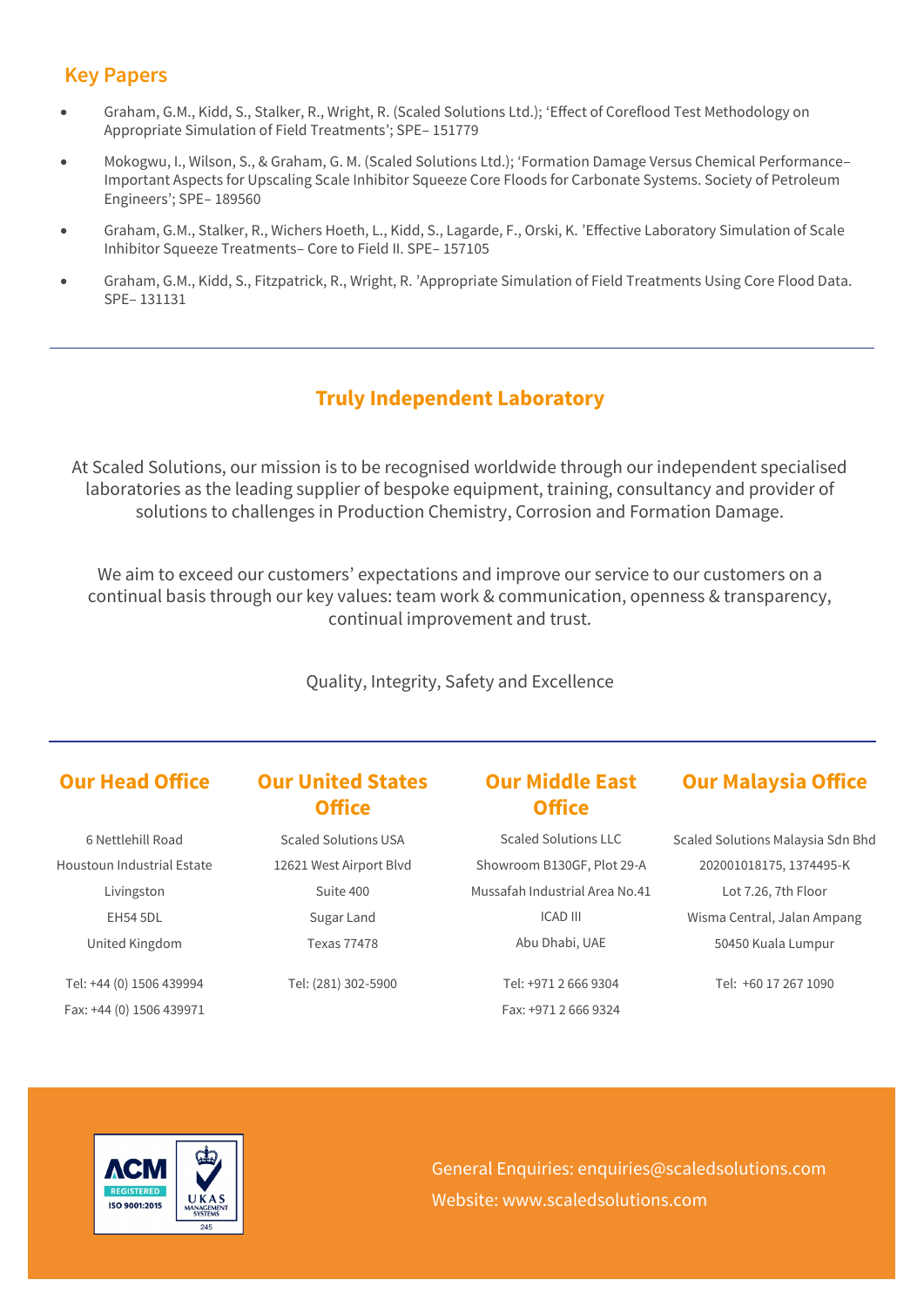## Key Papers

- Graham, G.M., Kidd, S., Stalker, R., Wright, R. (Scaled Solutions Ltd.); 'Effect of Coreflood Test Methodology on Appropriate Simulation of Field Treatments'; SPE– 151779
- Mokogwu, I., Wilson, S., & Graham, G. M. (Scaled Solutions Ltd.); 'Formation Damage Versus Chemical Performance– Important Aspects for Upscaling Scale Inhibitor Squeeze Core Floods for Carbonate Systems. Society of Petroleum Engineers'; SPE– 189560
- Graham, G.M., Stalker, R., Wichers Hoeth, L., Kidd, S., Lagarde, F., Orski, K. 'Effective Laboratory Simulation of Scale Inhibitor Squeeze Treatments– Core to Field II. SPE– 157105
- Graham, G.M., Kidd, S., Fitzpatrick, R., Wright, R. 'Appropriate Simulation of Field Treatments Using Core Flood Data. SPE– 131131

---

## Truly Independent Laboratory

At Scaled Solutions, our mission is to be recognised worldwide through our independent specialised laboratories as the leading supplier of bespoke equipment, training, consultancy and provider of solutions to challenges in Production Chemistry, Corrosion and Formation Damage.

We aim to exceed our customers' expectations and improve our service to our customers on a continual basis through our key values: team work & communication, openness & transparency, continual improvement and trust.

Quality, Integrity, Safety and Excellence

---

### Our Head Office

6 Nettlehill Road
Houstoun Industrial Estate
Livingston
EH54 5DL
United Kingdom

Tel: +44 (0) 1506 439994
Fax: +44 (0) 1506 439971

### Our United States Office

Scaled Solutions USA
12621 West Airport Blvd
Suite 400
Sugar Land
Texas 77478

Tel: (281) 302-5900

### Our Middle East Office

Scaled Solutions LLC
Showroom B130GF, Plot 29-A
Mussafah Industrial Area No.41
ICAD III
Abu Dhabi, UAE

Tel: +971 2 666 9304
Fax: +971 2 666 9324

### Our Malaysia Office

Scaled Solutions Malaysia Sdn Bhd
202001018175, 1374495-K
Lot 7.26, 7th Floor
Wisma Central, Jalan Ampang
50450 Kuala Lumpur

Tel: +60 17 267 1090

ACM REGISTERED ISO 9001:2015 UKAS MANAGEMENT SYSTEMS 245

General Enquiries: enquiries@scaledsolutions.com
Website: www.scaledsolutions.com